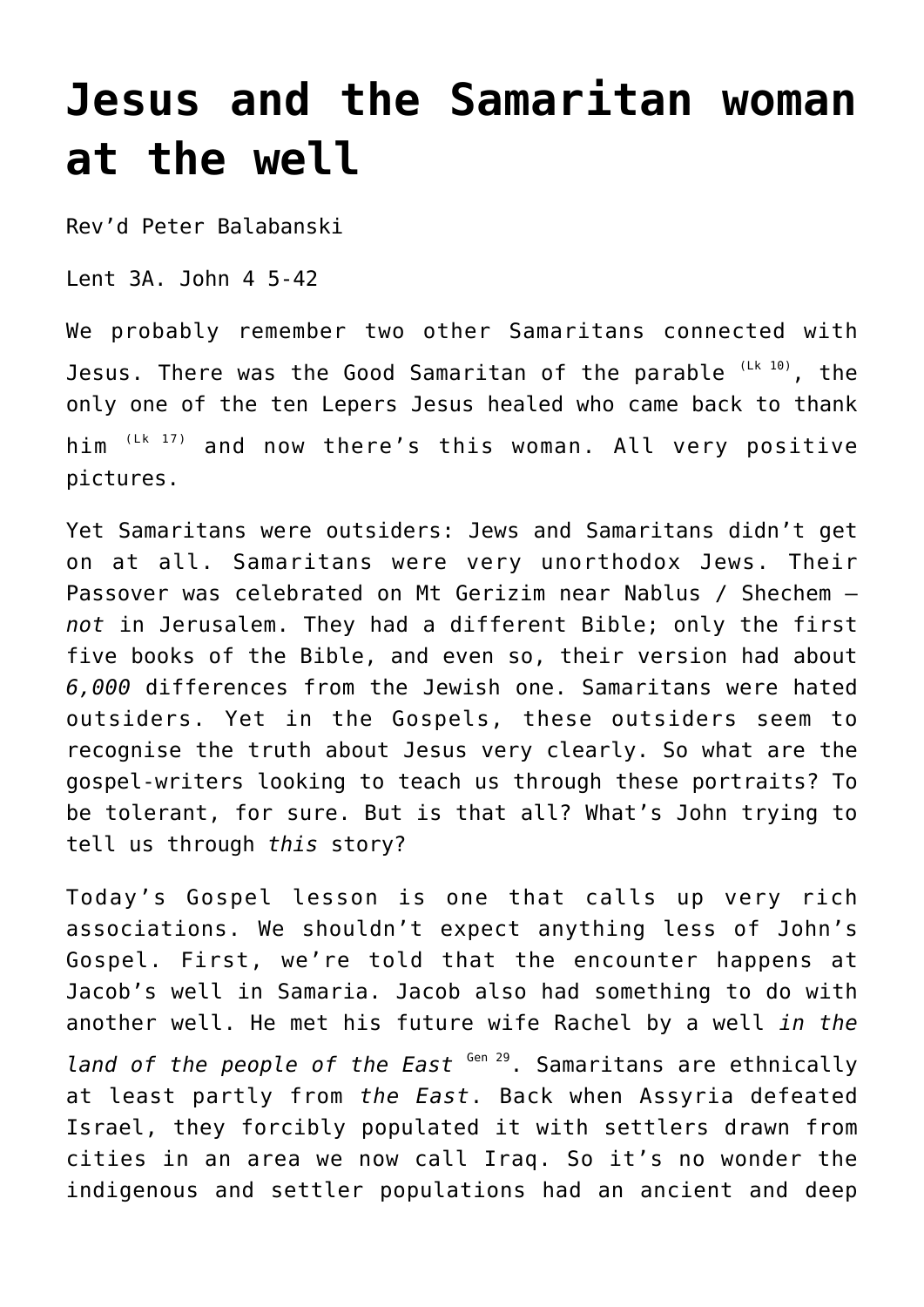# Jesus and the Samaritan woman at the well

Rev'd Peter Balabanski

Lent 3A. John 4 5-42

We probably remember two other Samaritans connected with Jesus. There was the Good Samaritan of the parable [(Lk 10)], the only one of the ten Lepers Jesus healed who came back to thank him [(Lk 17)] and now there's this woman. All very positive pictures.

Yet Samaritans were outsiders: Jews and Samaritans didn't get on at all. Samaritans were very unorthodox Jews. Their Passover was celebrated on Mt Gerizim near Nablus / Shechem – *not* in Jerusalem. They had a different Bible; only the first five books of the Bible, and even so, their version had about *6,000* differences from the Jewish one. Samaritans were hated outsiders. Yet in the Gospels, these outsiders seem to recognise the truth about Jesus very clearly. So what are the gospel-writers looking to teach us through these portraits? To be tolerant, for sure. But is that all? What's John trying to tell us through *this* story?

Today's Gospel lesson is one that calls up very rich associations. We shouldn't expect anything less of John's Gospel. First, we're told that the encounter happens at Jacob's well in Samaria. Jacob also had something to do with another well. He met his future wife Rachel by a well *in the land of the people of the East* [Gen 29]. Samaritans are ethnically at least partly from *the East*. Back when Assyria defeated Israel, they forcibly populated it with settlers drawn from cities in an area we now call Iraq. So it's no wonder the indigenous and settler populations had an ancient and deep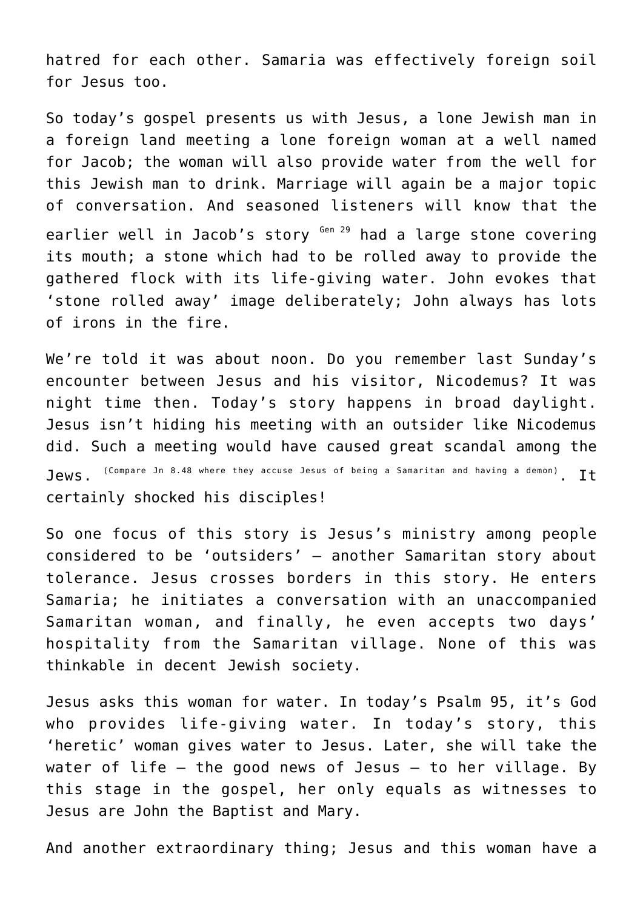hatred for each other. Samaria was effectively foreign soil for Jesus too.

So today's gospel presents us with Jesus, a lone Jewish man in a foreign land meeting a lone foreign woman at a well named for Jacob; the woman will also provide water from the well for this Jewish man to drink. Marriage will again be a major topic of conversation. And seasoned listeners will know that the earlier well in Jacob's story [Gen 29] had a large stone covering its mouth; a stone which had to be rolled away to provide the gathered flock with its life-giving water. John evokes that 'stone rolled away' image deliberately; John always has lots of irons in the fire.

We're told it was about noon. Do you remember last Sunday's encounter between Jesus and his visitor, Nicodemus? It was night time then. Today's story happens in broad daylight. Jesus isn't hiding his meeting with an outsider like Nicodemus did. Such a meeting would have caused great scandal among the Jews. [(Compare Jn 8.48 where they accuse Jesus of being a Samaritan and having a demon)]. It certainly shocked his disciples!

So one focus of this story is Jesus's ministry among people considered to be 'outsiders' – another Samaritan story about tolerance. Jesus crosses borders in this story. He enters Samaria; he initiates a conversation with an unaccompanied Samaritan woman, and finally, he even accepts two days' hospitality from the Samaritan village. None of this was thinkable in decent Jewish society.

Jesus asks this woman for water. In today's Psalm 95, it's God who provides life-giving water. In today's story, this 'heretic' woman gives water to Jesus. Later, she will take the water of life – the good news of Jesus – to her village. By this stage in the gospel, her only equals as witnesses to Jesus are John the Baptist and Mary.

And another extraordinary thing; Jesus and this woman have a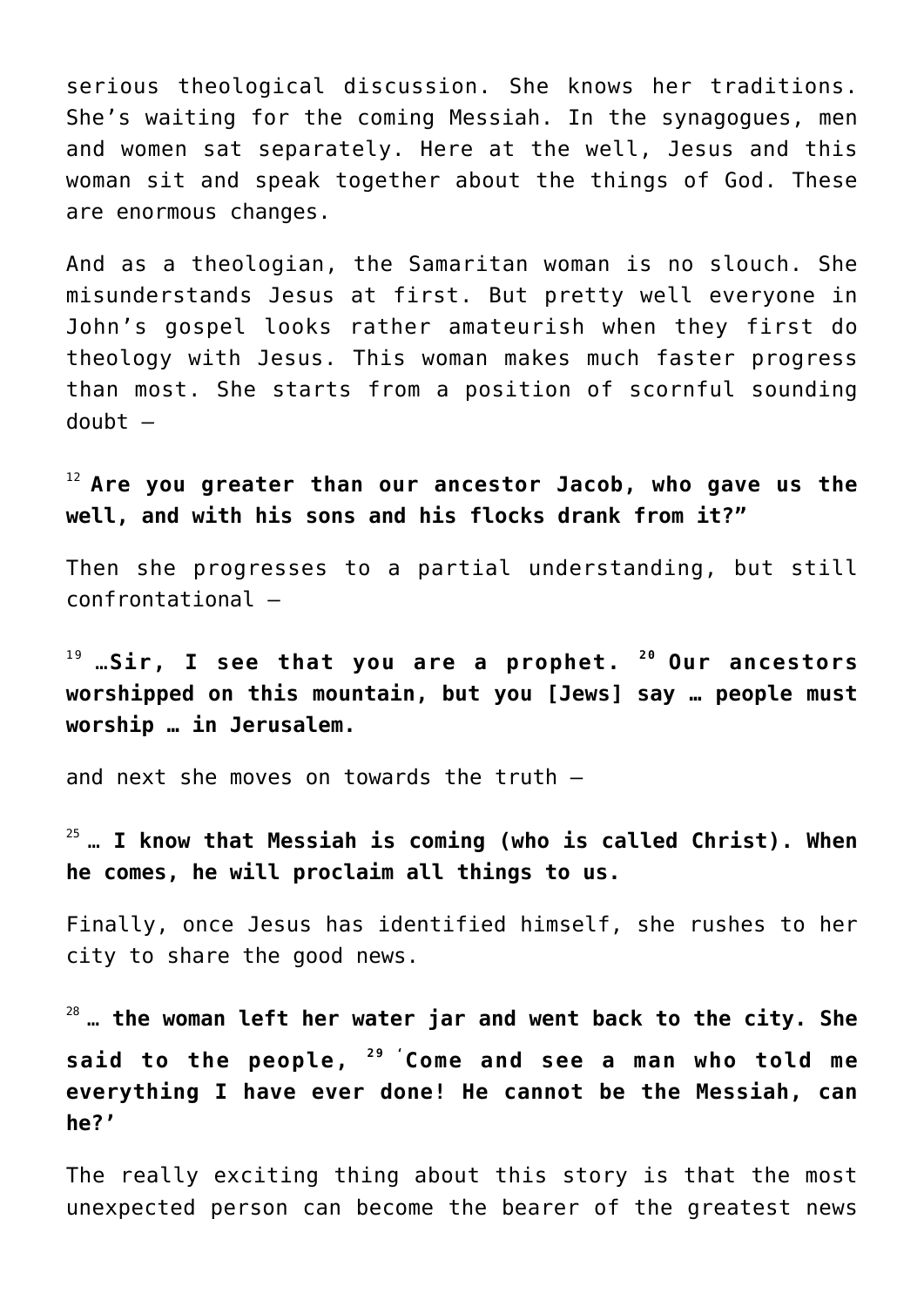serious theological discussion. She knows her traditions. She's waiting for the coming Messiah. In the synagogues, men and women sat separately. Here at the well, Jesus and this woman sit and speak together about the things of God. These are enormous changes.

And as a theologian, the Samaritan woman is no slouch. She misunderstands Jesus at first. But pretty well everyone in John's gospel looks rather amateurish when they first do theology with Jesus. This woman makes much faster progress than most. She starts from a position of scornful sounding doubt –

[12] **Are you greater than our ancestor Jacob, who gave us the well, and with his sons and his flocks drank from it?"**

Then she progresses to a partial understanding, but still confrontational –

[19] **…Sir, I see that you are a prophet. [20] Our ancestors worshipped on this mountain, but you [Jews] say … people must worship … in Jerusalem.**

and next she moves on towards the truth –

[25] **… I know that Messiah is coming (who is called Christ). When he comes, he will proclaim all things to us.**

Finally, once Jesus has identified himself, she rushes to her city to share the good news.

[28] **… the woman left her water jar and went back to the city. She said to the people, [29] 'Come and see a man who told me everything I have ever done! He cannot be the Messiah, can he?'**

The really exciting thing about this story is that the most unexpected person can become the bearer of the greatest news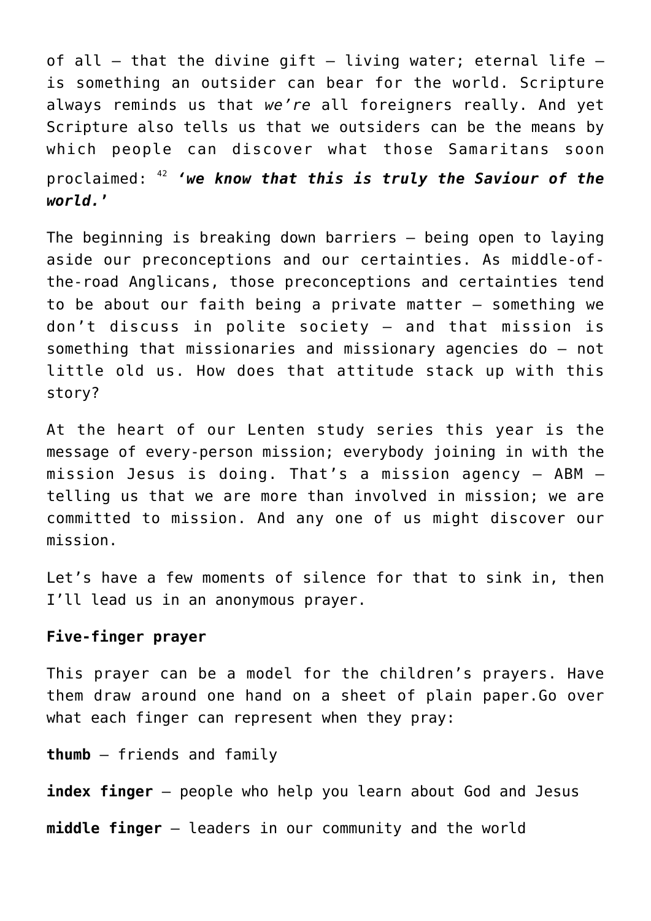of all – that the divine gift – living water; eternal life – is something an outsider can bear for the world. Scripture always reminds us that *we're* all foreigners really. And yet Scripture also tells us that we outsiders can be the means by which people can discover what those Samaritans soon proclaimed: [42] ***'we know that this is truly the Saviour of the world.'***

The beginning is breaking down barriers – being open to laying aside our preconceptions and our certainties. As middle-of-the-road Anglicans, those preconceptions and certainties tend to be about our faith being a private matter – something we don't discuss in polite society – and that mission is something that missionaries and missionary agencies do – not little old us. How does that attitude stack up with this story?

At the heart of our Lenten study series this year is the message of every-person mission; everybody joining in with the mission Jesus is doing. That's a mission agency – ABM – telling us that we are more than involved in mission; we are committed to mission. And any one of us might discover our mission.

Let's have a few moments of silence for that to sink in, then I'll lead us in an anonymous prayer.

**Five-finger prayer**

This prayer can be a model for the children's prayers. Have them draw around one hand on a sheet of plain paper.Go over what each finger can represent when they pray:

**thumb** – friends and family

**index finger** – people who help you learn about God and Jesus

**middle finger** – leaders in our community and the world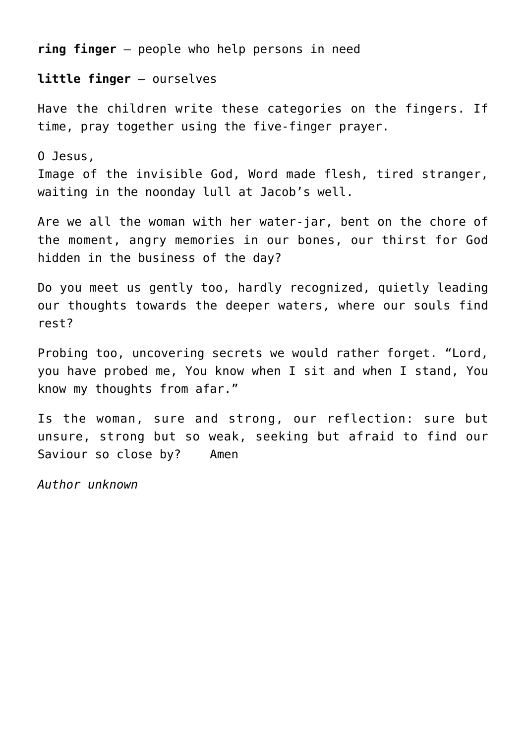**ring finger** – people who help persons in need

**little finger** – ourselves

Have the children write these categories on the fingers. If time, pray together using the five-finger prayer.

O Jesus,
Image of the invisible God, Word made flesh, tired stranger, waiting in the noonday lull at Jacob's well.

Are we all the woman with her water-jar, bent on the chore of the moment, angry memories in our bones, our thirst for God hidden in the business of the day?

Do you meet us gently too, hardly recognized, quietly leading our thoughts towards the deeper waters, where our souls find rest?

Probing too, uncovering secrets we would rather forget. "Lord, you have probed me, You know when I sit and when I stand, You know my thoughts from afar."

Is the woman, sure and strong, our reflection: sure but unsure, strong but so weak, seeking but afraid to find our Saviour so close by?    Amen

*Author unknown*